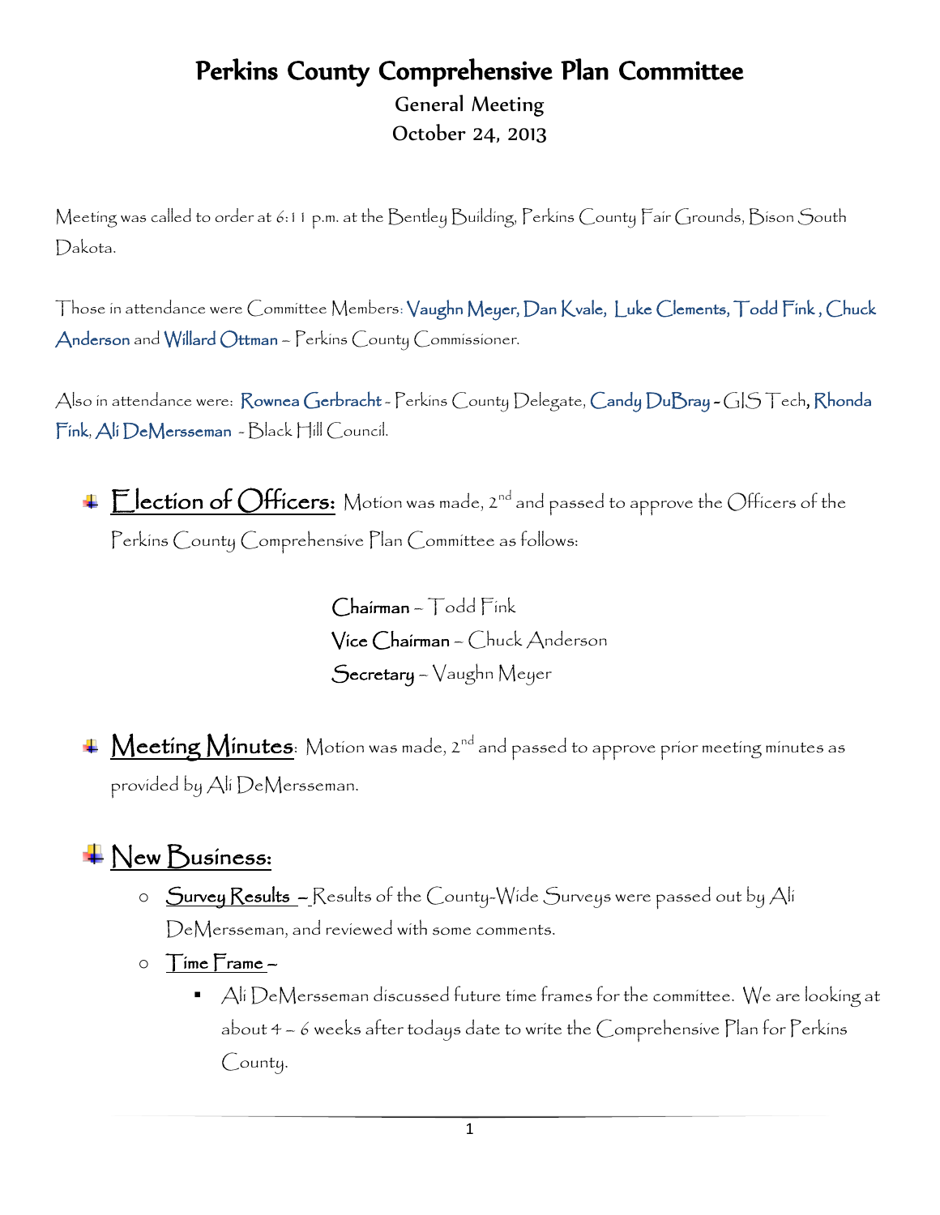# Perkins County Comprehensive Plan Committee

**General Meeting**

**October 24, 2013**

Meeting was called to order at 6:11 p.m. at the Bentley Building, Perkins County Fair Grounds, Bison South Dakota.

Those in attendance were Committee Members: Vaughn Meyer, Dan Kvale, Luke Clements, Todd Fink , Chuck Anderson and Willard Ottman – Perkins County Commissioner.

Also in attendance were: Rownea Gerbracht - Perkins County Delegate, Candy DuBray - GIS Tech, Rhonda Fink, Ali DeMersseman - Black Hill Council.

- **Election of Officers:** Motion was made, 2nd and passed to approve the Officers of the Perkins County Comprehensive Plan Committee as follows:

  **Chairman** – Todd Fink
  **Vice Chairman** – Chuck Anderson
  **Secretary** – Vaughn Meyer

- **Meeting Minutes**: Motion was made, 2nd and passed to approve prior meeting minutes as provided by Ali DeMersseman.

- **New Business:**
  - **Survey Results** – Results of the County-Wide Surveys were passed out by Ali DeMersseman, and reviewed with some comments.
  - **Time Frame** –
    - Ali DeMersseman discussed future time frames for the committee. We are looking at about 4 – 6 weeks after todays date to write the Comprehensive Plan for Perkins County.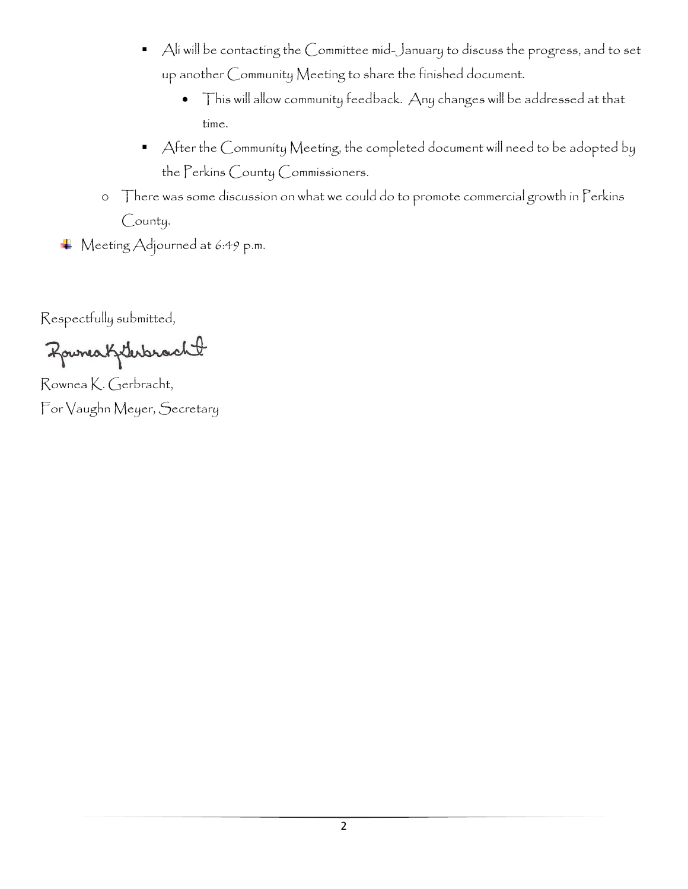- Ali will be contacting the Committee mid-January to discuss the progress, and to set up another Community Meeting to share the finished document.
            - This will allow community feedback. Any changes will be addressed at that time.
        - After the Community Meeting, the completed document will need to be adopted by the Perkins County Commissioners.
    - There was some discussion on what we could do to promote commercial growth in Perkins County.
- Meeting Adjourned at 6:49 p.m.

Respectfully submitted,

Rownea K. Gerbracht,
For Vaughn Meyer, Secretary